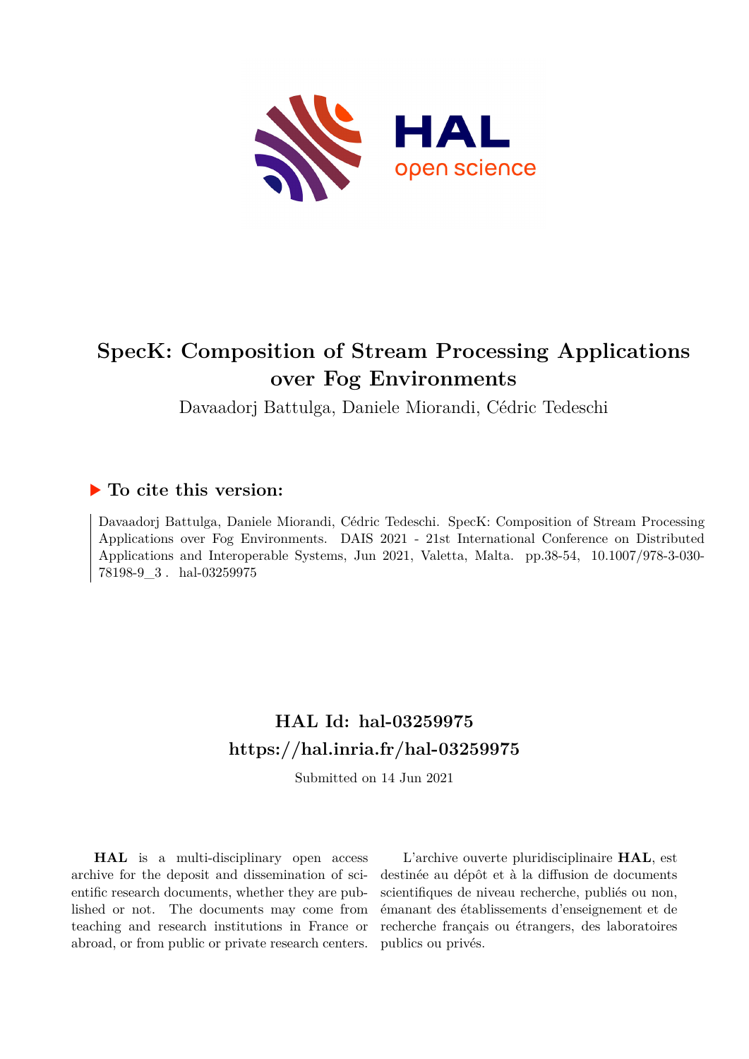# SpecK: Composition of Stream Processing Applications over Fog Environments

Davaadorj Battulga, Daniele Miorandi, Cédric Tedeschi

## To cite this version:

Davaadorj Battulga, Daniele Miorandi, Cédric Tedeschi. SpecK: Composition of Stream Processing Applications over Fog Environments. DAIS 2021 - 21st International Conference on Distributed Applications and Interoperable Systems, Jun 2021, Valetta, Malta. pp.38-54, 10.1007/978-3-030-78198-9_3. hal-03259975

## HAL Id: hal-03259975
## https://hal.inria.fr/hal-03259975

Submitted on 14 Jun 2021

**HAL** is a multi-disciplinary open access archive for the deposit and dissemination of scientific research documents, whether they are published or not. The documents may come from teaching and research institutions in France or abroad, or from public or private research centers.

L'archive ouverte pluridisciplinaire **HAL**, est destinée au dépôt et à la diffusion de documents scientifiques de niveau recherche, publiés ou non, émanant des établissements d'enseignement et de recherche français ou étrangers, des laboratoires publics ou privés.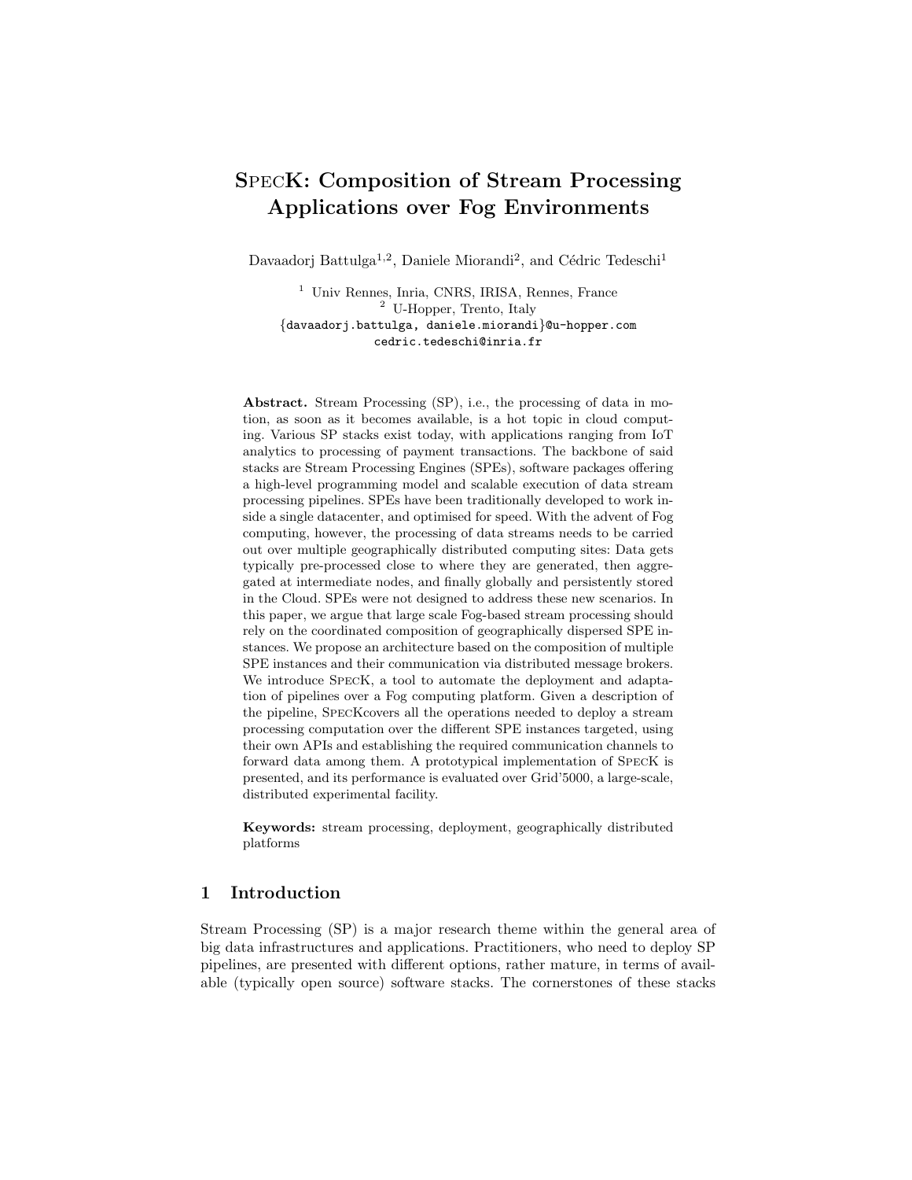# SpecK: Composition of Stream Processing Applications over Fog Environments

Davaadorj Battulga[1,2], Daniele Miorandi[2], and Cédric Tedeschi[1]

[1] Univ Rennes, Inria, CNRS, IRISA, Rennes, France
[2] U-Hopper, Trento, Italy
{davaadorj.battulga, daniele.miorandi}@u-hopper.com
cedric.tedeschi@inria.fr

**Abstract.** Stream Processing (SP), i.e., the processing of data in motion, as soon as it becomes available, is a hot topic in cloud computing. Various SP stacks exist today, with applications ranging from IoT analytics to processing of payment transactions. The backbone of said stacks are Stream Processing Engines (SPEs), software packages offering a high-level programming model and scalable execution of data stream processing pipelines. SPEs have been traditionally developed to work inside a single datacenter, and optimised for speed. With the advent of Fog computing, however, the processing of data streams needs to be carried out over multiple geographically distributed computing sites: Data gets typically pre-processed close to where they are generated, then aggregated at intermediate nodes, and finally globally and persistently stored in the Cloud. SPEs were not designed to address these new scenarios. In this paper, we argue that large scale Fog-based stream processing should rely on the coordinated composition of geographically dispersed SPE instances. We propose an architecture based on the composition of multiple SPE instances and their communication via distributed message brokers. We introduce SpecK, a tool to automate the deployment and adaptation of pipelines over a Fog computing platform. Given a description of the pipeline, SpecKcovers all the operations needed to deploy a stream processing computation over the different SPE instances targeted, using their own APIs and establishing the required communication channels to forward data among them. A prototypical implementation of SpecK is presented, and its performance is evaluated over Grid'5000, a large-scale, distributed experimental facility.

**Keywords:** stream processing, deployment, geographically distributed platforms

## 1 Introduction

Stream Processing (SP) is a major research theme within the general area of big data infrastructures and applications. Practitioners, who need to deploy SP pipelines, are presented with different options, rather mature, in terms of available (typically open source) software stacks. The cornerstones of these stacks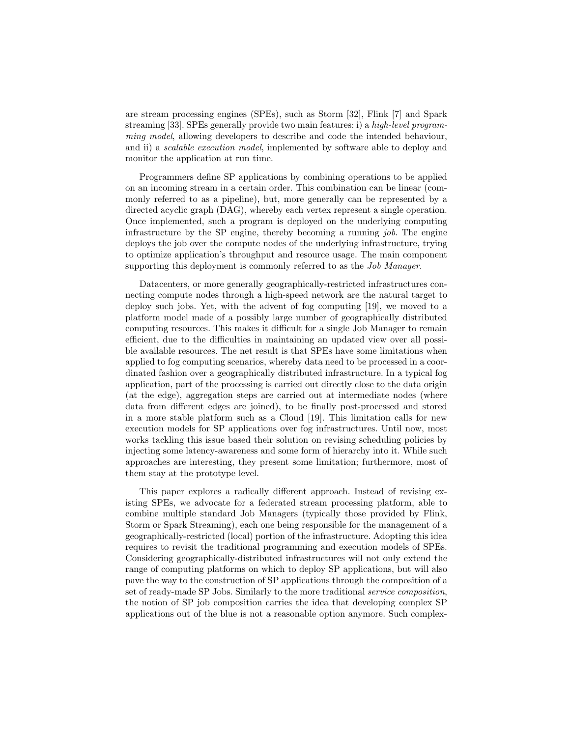are stream processing engines (SPEs), such as Storm [32], Flink [7] and Spark streaming [33]. SPEs generally provide two main features: i) a *high-level programming model*, allowing developers to describe and code the intended behaviour, and ii) a *scalable execution model*, implemented by software able to deploy and monitor the application at run time.

Programmers define SP applications by combining operations to be applied on an incoming stream in a certain order. This combination can be linear (commonly referred to as a pipeline), but, more generally can be represented by a directed acyclic graph (DAG), whereby each vertex represent a single operation. Once implemented, such a program is deployed on the underlying computing infrastructure by the SP engine, thereby becoming a running *job*. The engine deploys the job over the compute nodes of the underlying infrastructure, trying to optimize application's throughput and resource usage. The main component supporting this deployment is commonly referred to as the *Job Manager*.

Datacenters, or more generally geographically-restricted infrastructures connecting compute nodes through a high-speed network are the natural target to deploy such jobs. Yet, with the advent of fog computing [19], we moved to a platform model made of a possibly large number of geographically distributed computing resources. This makes it difficult for a single Job Manager to remain efficient, due to the difficulties in maintaining an updated view over all possible available resources. The net result is that SPEs have some limitations when applied to fog computing scenarios, whereby data need to be processed in a coordinated fashion over a geographically distributed infrastructure. In a typical fog application, part of the processing is carried out directly close to the data origin (at the edge), aggregation steps are carried out at intermediate nodes (where data from different edges are joined), to be finally post-processed and stored in a more stable platform such as a Cloud [19]. This limitation calls for new execution models for SP applications over fog infrastructures. Until now, most works tackling this issue based their solution on revising scheduling policies by injecting some latency-awareness and some form of hierarchy into it. While such approaches are interesting, they present some limitation; furthermore, most of them stay at the prototype level.

This paper explores a radically different approach. Instead of revising existing SPEs, we advocate for a federated stream processing platform, able to combine multiple standard Job Managers (typically those provided by Flink, Storm or Spark Streaming), each one being responsible for the management of a geographically-restricted (local) portion of the infrastructure. Adopting this idea requires to revisit the traditional programming and execution models of SPEs. Considering geographically-distributed infrastructures will not only extend the range of computing platforms on which to deploy SP applications, but will also pave the way to the construction of SP applications through the composition of a set of ready-made SP Jobs. Similarly to the more traditional *service composition*, the notion of SP job composition carries the idea that developing complex SP applications out of the blue is not a reasonable option anymore. Such complex-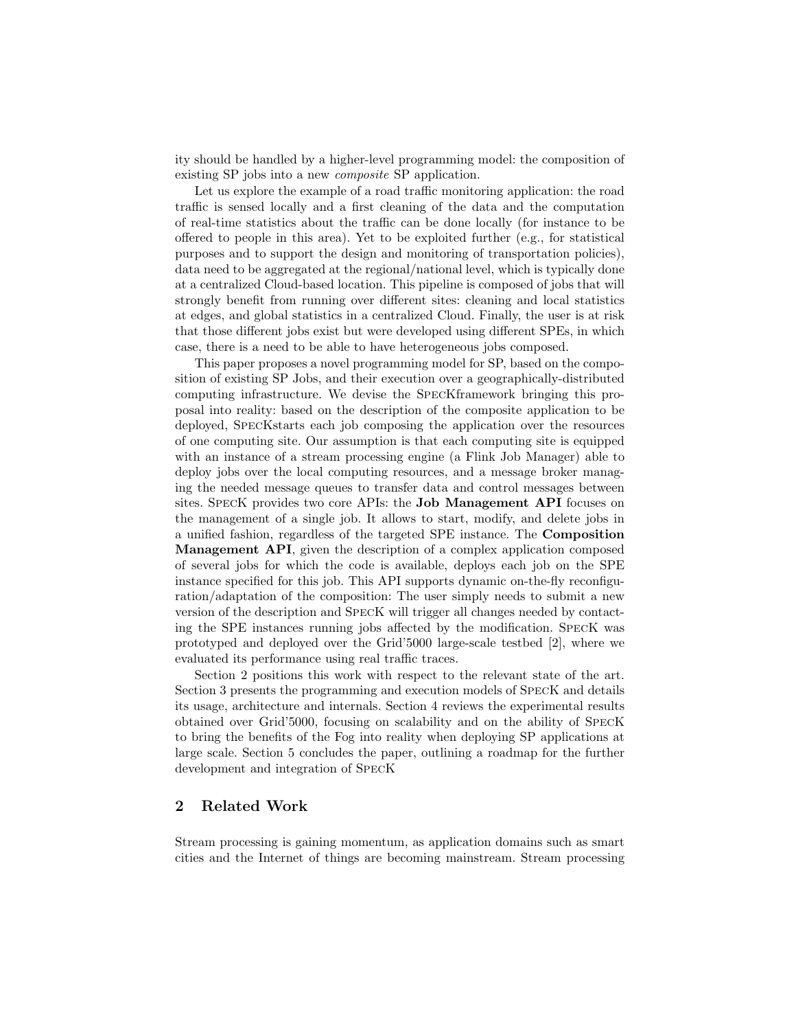ity should be handled by a higher-level programming model: the composition of existing SP jobs into a new *composite* SP application.

Let us explore the example of a road traffic monitoring application: the road traffic is sensed locally and a first cleaning of the data and the computation of real-time statistics about the traffic can be done locally (for instance to be offered to people in this area). Yet to be exploited further (e.g., for statistical purposes and to support the design and monitoring of transportation policies), data need to be aggregated at the regional/national level, which is typically done at a centralized Cloud-based location. This pipeline is composed of jobs that will strongly benefit from running over different sites: cleaning and local statistics at edges, and global statistics in a centralized Cloud. Finally, the user is at risk that those different jobs exist but were developed using different SPEs, in which case, there is a need to be able to have heterogeneous jobs composed.

This paper proposes a novel programming model for SP, based on the composition of existing SP Jobs, and their execution over a geographically-distributed computing infrastructure. We devise the SpecKframework bringing this proposal into reality: based on the description of the composite application to be deployed, SpecKstarts each job composing the application over the resources of one computing site. Our assumption is that each computing site is equipped with an instance of a stream processing engine (a Flink Job Manager) able to deploy jobs over the local computing resources, and a message broker managing the needed message queues to transfer data and control messages between sites. SpecK provides two core APIs: the **Job Management API** focuses on the management of a single job. It allows to start, modify, and delete jobs in a unified fashion, regardless of the targeted SPE instance. The **Composition Management API**, given the description of a complex application composed of several jobs for which the code is available, deploys each job on the SPE instance specified for this job. This API supports dynamic on-the-fly reconfiguration/adaptation of the composition: The user simply needs to submit a new version of the description and SpecK will trigger all changes needed by contacting the SPE instances running jobs affected by the modification. SpecK was prototyped and deployed over the Grid'5000 large-scale testbed [2], where we evaluated its performance using real traffic traces.

Section 2 positions this work with respect to the relevant state of the art. Section 3 presents the programming and execution models of SpecK and details its usage, architecture and internals. Section 4 reviews the experimental results obtained over Grid'5000, focusing on scalability and on the ability of SpecK to bring the benefits of the Fog into reality when deploying SP applications at large scale. Section 5 concludes the paper, outlining a roadmap for the further development and integration of SpecK

## 2 Related Work

Stream processing is gaining momentum, as application domains such as smart cities and the Internet of things are becoming mainstream. Stream processing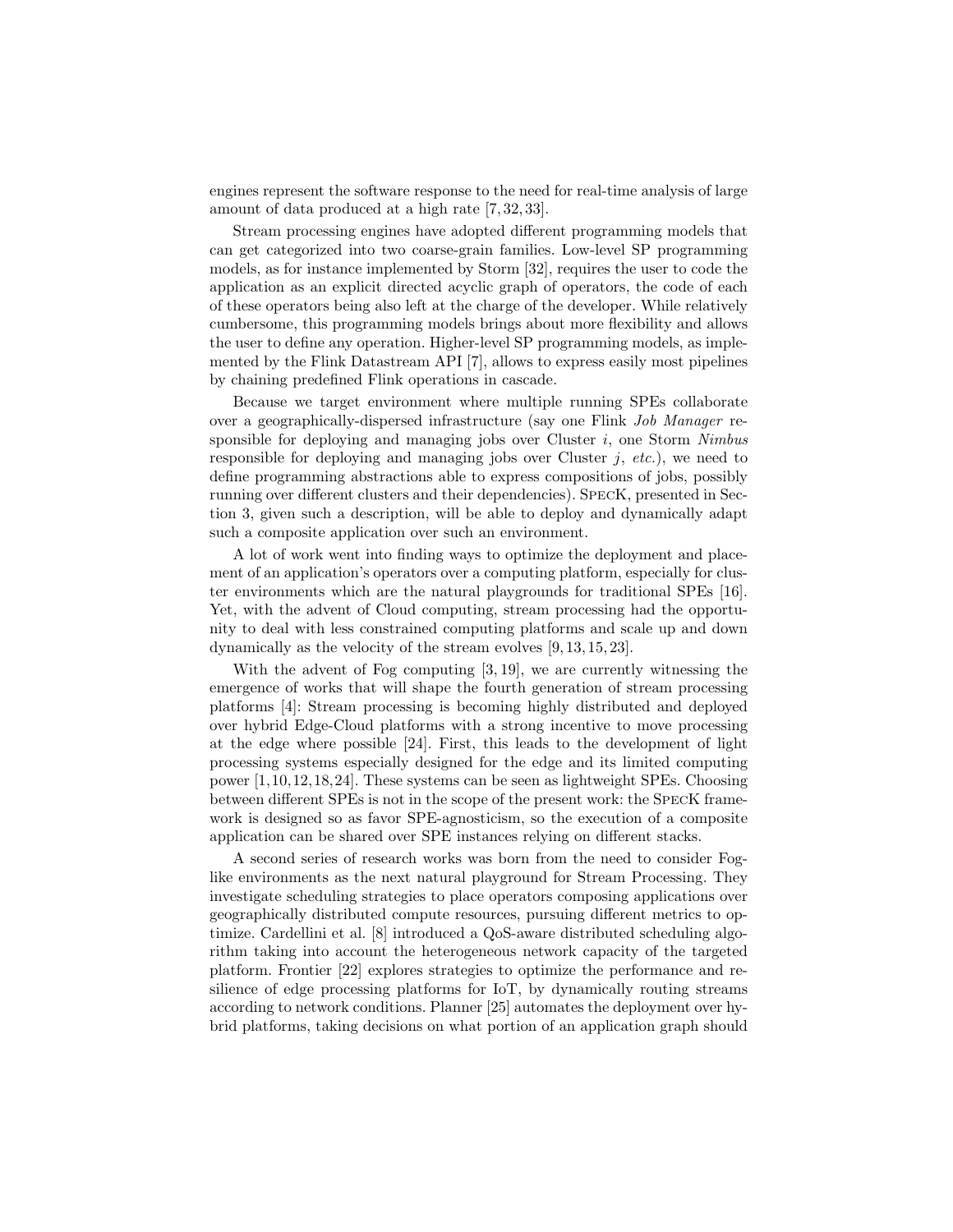engines represent the software response to the need for real-time analysis of large amount of data produced at a high rate [7, 32, 33].

Stream processing engines have adopted different programming models that can get categorized into two coarse-grain families. Low-level SP programming models, as for instance implemented by Storm [32], requires the user to code the application as an explicit directed acyclic graph of operators, the code of each of these operators being also left at the charge of the developer. While relatively cumbersome, this programming models brings about more flexibility and allows the user to define any operation. Higher-level SP programming models, as implemented by the Flink Datastream API [7], allows to express easily most pipelines by chaining predefined Flink operations in cascade.

Because we target environment where multiple running SPEs collaborate over a geographically-dispersed infrastructure (say one Flink *Job Manager* responsible for deploying and managing jobs over Cluster $i$, one Storm *Nimbus* responsible for deploying and managing jobs over Cluster $j$, *etc.*), we need to define programming abstractions able to express compositions of jobs, possibly running over different clusters and their dependencies). SpecK, presented in Section 3, given such a description, will be able to deploy and dynamically adapt such a composite application over such an environment.

A lot of work went into finding ways to optimize the deployment and placement of an application's operators over a computing platform, especially for cluster environments which are the natural playgrounds for traditional SPEs [16]. Yet, with the advent of Cloud computing, stream processing had the opportunity to deal with less constrained computing platforms and scale up and down dynamically as the velocity of the stream evolves [9, 13, 15, 23].

With the advent of Fog computing [3, 19], we are currently witnessing the emergence of works that will shape the fourth generation of stream processing platforms [4]: Stream processing is becoming highly distributed and deployed over hybrid Edge-Cloud platforms with a strong incentive to move processing at the edge where possible [24]. First, this leads to the development of light processing systems especially designed for the edge and its limited computing power [1, 10, 12, 18, 24]. These systems can be seen as lightweight SPEs. Choosing between different SPEs is not in the scope of the present work: the SpecK framework is designed so as favor SPE-agnosticism, so the execution of a composite application can be shared over SPE instances relying on different stacks.

A second series of research works was born from the need to consider Fog-like environments as the next natural playground for Stream Processing. They investigate scheduling strategies to place operators composing applications over geographically distributed compute resources, pursuing different metrics to optimize. Cardellini et al. [8] introduced a QoS-aware distributed scheduling algorithm taking into account the heterogeneous network capacity of the targeted platform. Frontier [22] explores strategies to optimize the performance and resilience of edge processing platforms for IoT, by dynamically routing streams according to network conditions. Planner [25] automates the deployment over hybrid platforms, taking decisions on what portion of an application graph should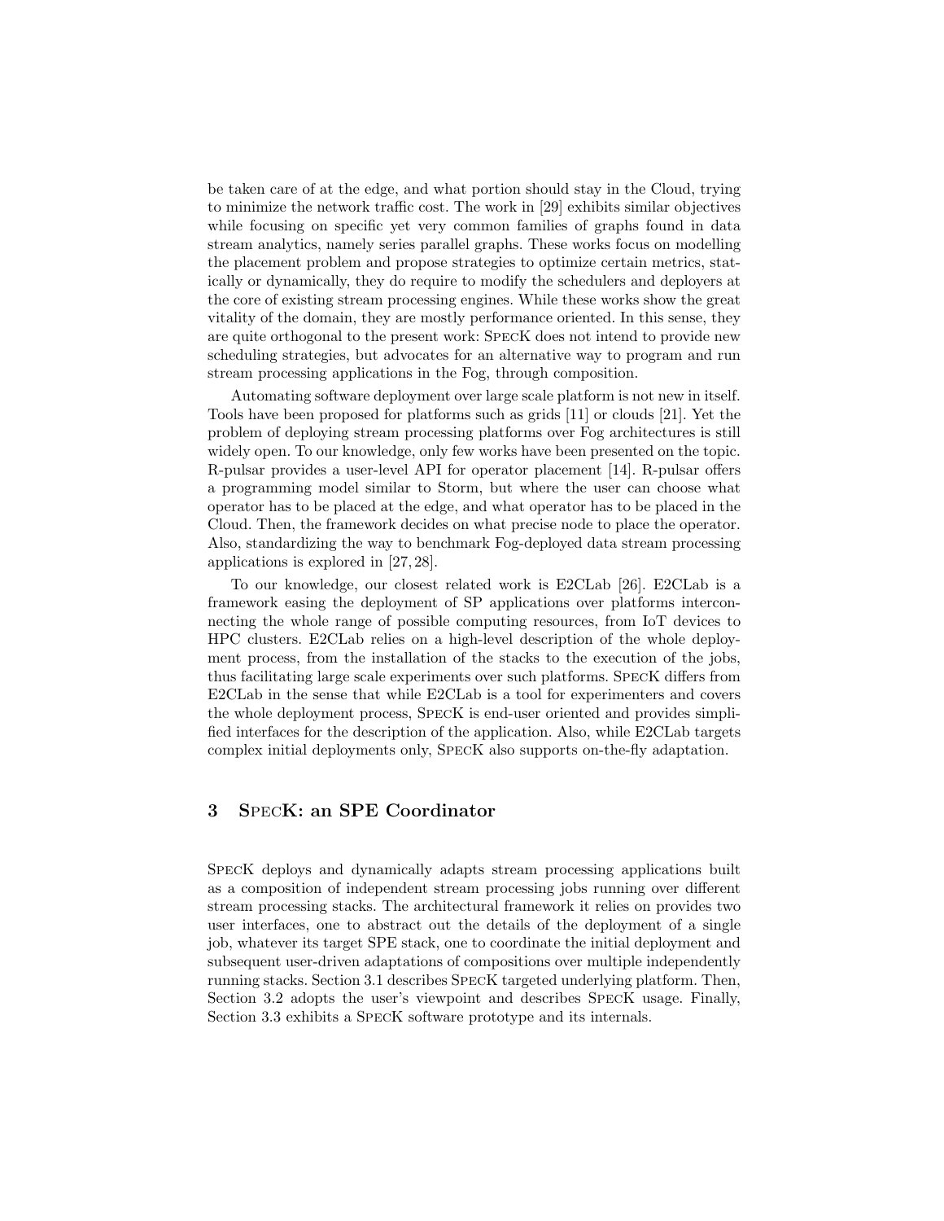be taken care of at the edge, and what portion should stay in the Cloud, trying to minimize the network traffic cost. The work in [29] exhibits similar objectives while focusing on specific yet very common families of graphs found in data stream analytics, namely series parallel graphs. These works focus on modelling the placement problem and propose strategies to optimize certain metrics, statically or dynamically, they do require to modify the schedulers and deployers at the core of existing stream processing engines. While these works show the great vitality of the domain, they are mostly performance oriented. In this sense, they are quite orthogonal to the present work: SpecK does not intend to provide new scheduling strategies, but advocates for an alternative way to program and run stream processing applications in the Fog, through composition.

Automating software deployment over large scale platform is not new in itself. Tools have been proposed for platforms such as grids [11] or clouds [21]. Yet the problem of deploying stream processing platforms over Fog architectures is still widely open. To our knowledge, only few works have been presented on the topic. R-pulsar provides a user-level API for operator placement [14]. R-pulsar offers a programming model similar to Storm, but where the user can choose what operator has to be placed at the edge, and what operator has to be placed in the Cloud. Then, the framework decides on what precise node to place the operator. Also, standardizing the way to benchmark Fog-deployed data stream processing applications is explored in [27, 28].

To our knowledge, our closest related work is E2CLab [26]. E2CLab is a framework easing the deployment of SP applications over platforms interconnecting the whole range of possible computing resources, from IoT devices to HPC clusters. E2CLab relies on a high-level description of the whole deployment process, from the installation of the stacks to the execution of the jobs, thus facilitating large scale experiments over such platforms. SpecK differs from E2CLab in the sense that while E2CLab is a tool for experimenters and covers the whole deployment process, SpecK is end-user oriented and provides simplified interfaces for the description of the application. Also, while E2CLab targets complex initial deployments only, SpecK also supports on-the-fly adaptation.

## 3 SpecK: an SPE Coordinator

SpecK deploys and dynamically adapts stream processing applications built as a composition of independent stream processing jobs running over different stream processing stacks. The architectural framework it relies on provides two user interfaces, one to abstract out the details of the deployment of a single job, whatever its target SPE stack, one to coordinate the initial deployment and subsequent user-driven adaptations of compositions over multiple independently running stacks. Section 3.1 describes SpecK targeted underlying platform. Then, Section 3.2 adopts the user's viewpoint and describes SpecK usage. Finally, Section 3.3 exhibits a SpecK software prototype and its internals.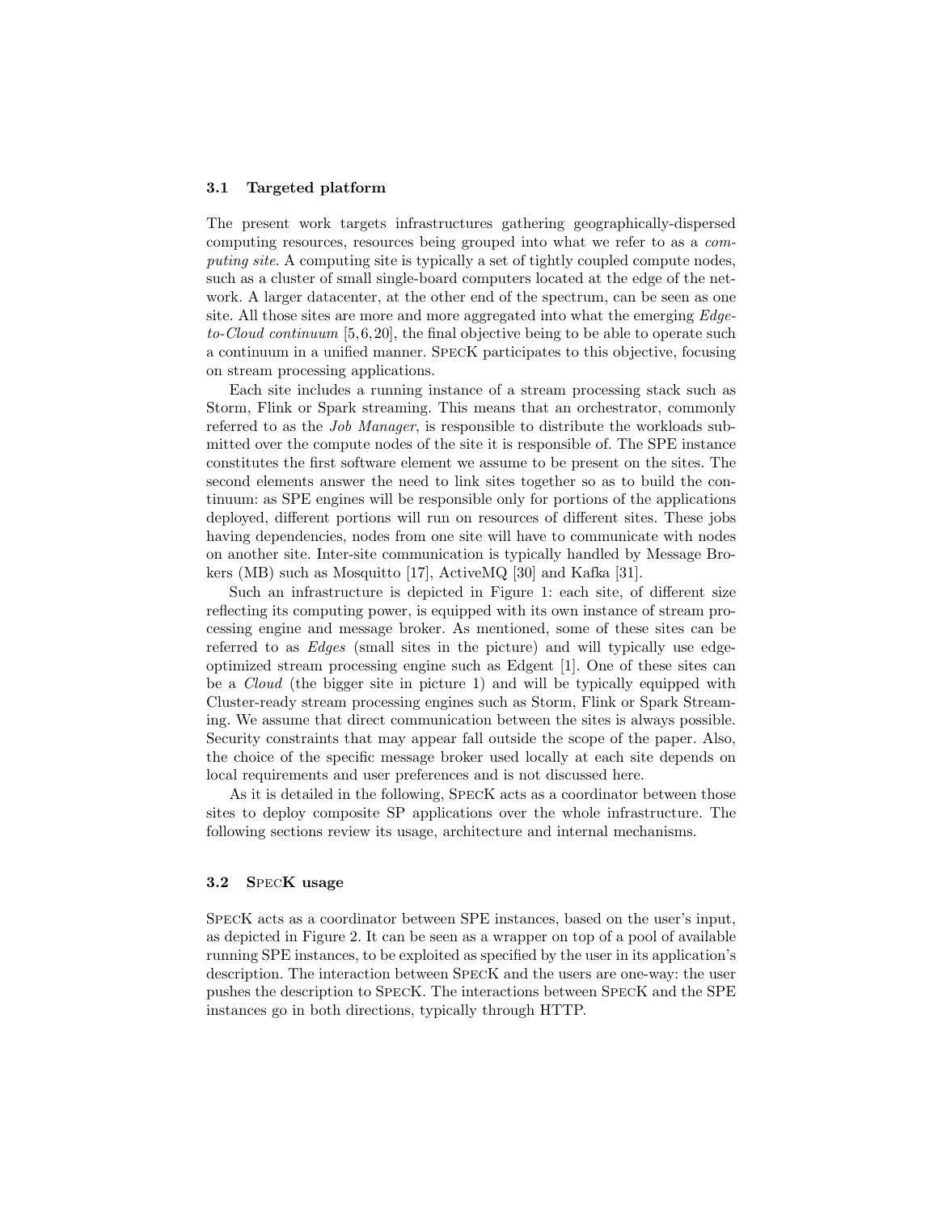### 3.1 Targeted platform

The present work targets infrastructures gathering geographically-dispersed computing resources, resources being grouped into what we refer to as a *computing site*. A computing site is typically a set of tightly coupled compute nodes, such as a cluster of small single-board computers located at the edge of the network. A larger datacenter, at the other end of the spectrum, can be seen as one site. All those sites are more and more aggregated into what the emerging *Edge-to-Cloud continuum* [5,6,20], the final objective being to be able to operate such a continuum in a unified manner. SpecK participates to this objective, focusing on stream processing applications.

Each site includes a running instance of a stream processing stack such as Storm, Flink or Spark streaming. This means that an orchestrator, commonly referred to as the *Job Manager*, is responsible to distribute the workloads submitted over the compute nodes of the site it is responsible of. The SPE instance constitutes the first software element we assume to be present on the sites. The second elements answer the need to link sites together so as to build the continuum: as SPE engines will be responsible only for portions of the applications deployed, different portions will run on resources of different sites. These jobs having dependencies, nodes from one site will have to communicate with nodes on another site. Inter-site communication is typically handled by Message Brokers (MB) such as Mosquitto [17], ActiveMQ [30] and Kafka [31].

Such an infrastructure is depicted in Figure 1: each site, of different size reflecting its computing power, is equipped with its own instance of stream processing engine and message broker. As mentioned, some of these sites can be referred to as *Edges* (small sites in the picture) and will typically use edge-optimized stream processing engine such as Edgent [1]. One of these sites can be a *Cloud* (the bigger site in picture 1) and will be typically equipped with Cluster-ready stream processing engines such as Storm, Flink or Spark Streaming. We assume that direct communication between the sites is always possible. Security constraints that may appear fall outside the scope of the paper. Also, the choice of the specific message broker used locally at each site depends on local requirements and user preferences and is not discussed here.

As it is detailed in the following, SpecK acts as a coordinator between those sites to deploy composite SP applications over the whole infrastructure. The following sections review its usage, architecture and internal mechanisms.

### 3.2 SpecK usage

SpecK acts as a coordinator between SPE instances, based on the user's input, as depicted in Figure 2. It can be seen as a wrapper on top of a pool of available running SPE instances, to be exploited as specified by the user in its application's description. The interaction between SpecK and the users are one-way: the user pushes the description to SpecK. The interactions between SpecK and the SPE instances go in both directions, typically through HTTP.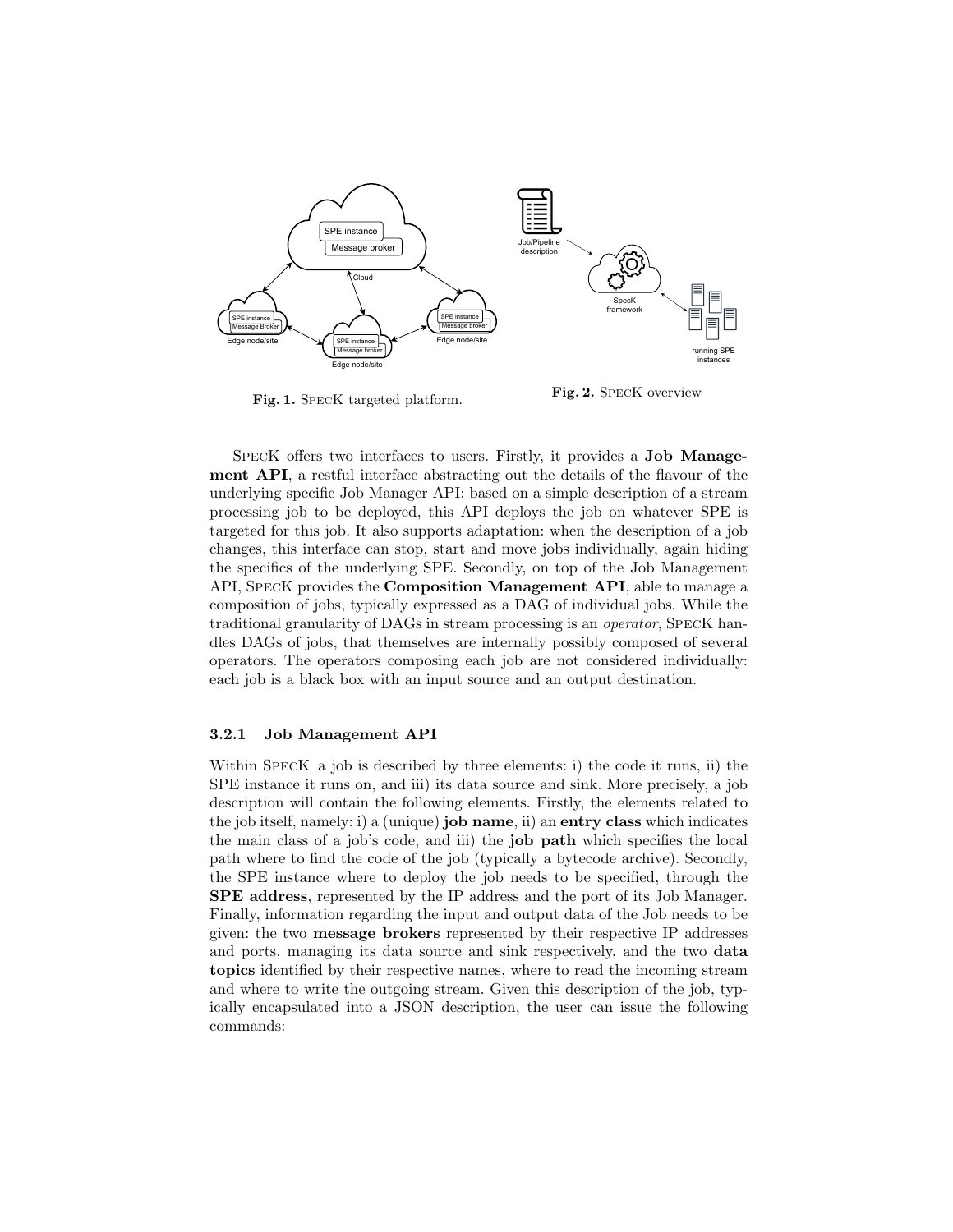Cloud

SPE instance

Message broker

Edge node/site

SPE instance

Message Broker

Edge node/site

SPE instance

Message broker

Edge node/site

SPE instance

Message broker

**Fig. 1.** SpecK targeted platform.

Job/Pipeline description

SpecK framework

running SPE instances

**Fig. 2.** SpecK overview

SpecK offers two interfaces to users. Firstly, it provides a **Job Management API**, a restful interface abstracting out the details of the flavour of the underlying specific Job Manager API: based on a simple description of a stream processing job to be deployed, this API deploys the job on whatever SPE is targeted for this job. It also supports adaptation: when the description of a job changes, this interface can stop, start and move jobs individually, again hiding the specifics of the underlying SPE. Secondly, on top of the Job Management API, SpecK provides the **Composition Management API**, able to manage a composition of jobs, typically expressed as a DAG of individual jobs. While the traditional granularity of DAGs in stream processing is an *operator*, SpecK handles DAGs of jobs, that themselves are internally possibly composed of several operators. The operators composing each job are not considered individually: each job is a black box with an input source and an output destination.

#### 3.2.1 Job Management API

Within SpecK a job is described by three elements: i) the code it runs, ii) the SPE instance it runs on, and iii) its data source and sink. More precisely, a job description will contain the following elements. Firstly, the elements related to the job itself, namely: i) a (unique) **job name**, ii) an **entry class** which indicates the main class of a job's code, and iii) the **job path** which specifies the local path where to find the code of the job (typically a bytecode archive). Secondly, the SPE instance where to deploy the job needs to be specified, through the **SPE address**, represented by the IP address and the port of its Job Manager. Finally, information regarding the input and output data of the Job needs to be given: the two **message brokers** represented by their respective IP addresses and ports, managing its data source and sink respectively, and the two **data topics** identified by their respective names, where to read the incoming stream and where to write the outgoing stream. Given this description of the job, typically encapsulated into a JSON description, the user can issue the following commands: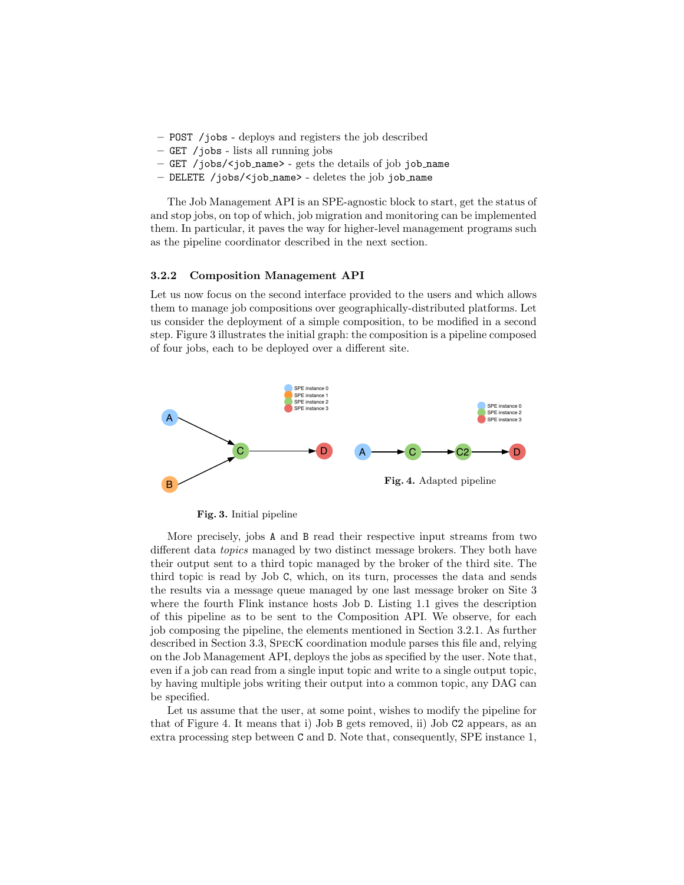- POST /jobs - deploys and registers the job described
- GET /jobs - lists all running jobs
- GET /jobs/<job_name> - gets the details of job job_name
- DELETE /jobs/<job_name> - deletes the job job_name

The Job Management API is an SPE-agnostic block to start, get the status of and stop jobs, on top of which, job migration and monitoring can be implemented them. In particular, it paves the way for higher-level management programs such as the pipeline coordinator described in the next section.

#### 3.2.2 Composition Management API

Let us now focus on the second interface provided to the users and which allows them to manage job compositions over geographically-distributed platforms. Let us consider the deployment of a simple composition, to be modified in a second step. Figure 3 illustrates the initial graph: the composition is a pipeline composed of four jobs, each to be deployed over a different site.

**Fig. 3.** Initial pipeline

**Fig. 4.** Adapted pipeline

More precisely, jobs A and B read their respective input streams from two different data *topics* managed by two distinct message brokers. They both have their output sent to a third topic managed by the broker of the third site. The third topic is read by Job C, which, on its turn, processes the data and sends the results via a message queue managed by one last message broker on Site 3 where the fourth Flink instance hosts Job D. Listing 1.1 gives the description of this pipeline as to be sent to the Composition API. We observe, for each job composing the pipeline, the elements mentioned in Section 3.2.1. As further described in Section 3.3, SPECK coordination module parses this file and, relying on the Job Management API, deploys the jobs as specified by the user. Note that, even if a job can read from a single input topic and write to a single output topic, by having multiple jobs writing their output into a common topic, any DAG can be specified.

Let us assume that the user, at some point, wishes to modify the pipeline for that of Figure 4. It means that i) Job B gets removed, ii) Job C2 appears, as an extra processing step between C and D. Note that, consequently, SPE instance 1,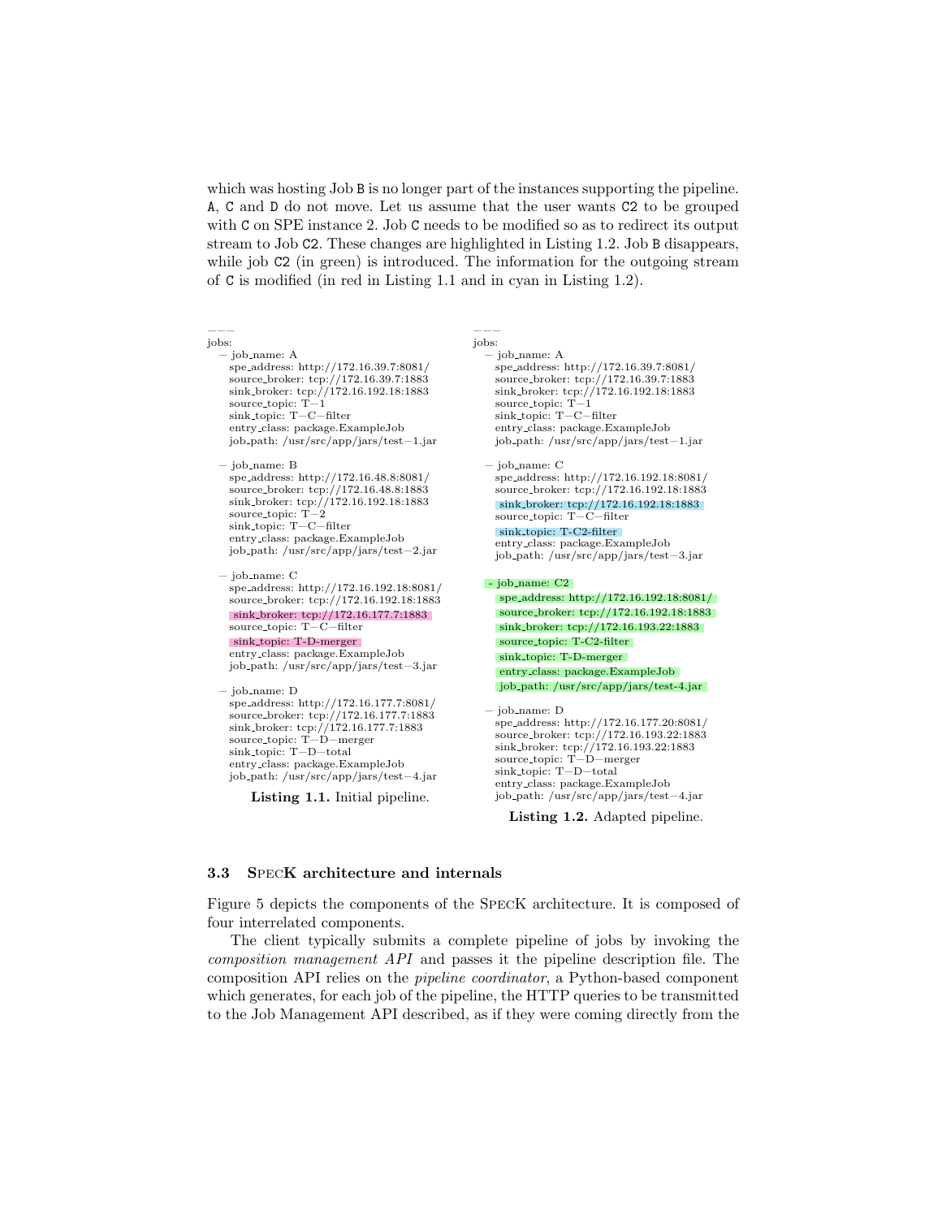which was hosting Job B is no longer part of the instances supporting the pipeline. A, C and D do not move. Let us assume that the user wants C2 to be grouped with C on SPE instance 2. Job C needs to be modified so as to redirect its output stream to Job C2. These changes are highlighted in Listing 1.2. Job B disappears, while job C2 (in green) is introduced. The information for the outgoing stream of C is modified (in red in Listing 1.1 and in cyan in Listing 1.2).

```
---
jobs:
  - job_name: A
    spe_address: http://172.16.39.7:8081/
    source_broker: tcp://172.16.39.7:1883
    sink_broker: tcp://172.16.192.18:1883
    source_topic: T-1
    sink_topic: T-C-filter
    entry_class: package.ExampleJob
    job_path: /usr/src/app/jars/test-1.jar

  - job_name: B
    spe_address: http://172.16.48.8:8081/
    source_broker: tcp://172.16.48.8:1883
    sink_broker: tcp://172.16.192.18:1883
    source_topic: T-2
    sink_topic: T-C-filter
    entry_class: package.ExampleJob
    job_path: /usr/src/app/jars/test-2.jar

  - job_name: C
    spe_address: http://172.16.192.18:8081/
    source_broker: tcp://172.16.192.18:1883
    sink_broker: tcp://172.16.177.7:1883
    source_topic: T-C-filter
    sink_topic: T-D-merger
    entry_class: package.ExampleJob
    job_path: /usr/src/app/jars/test-3.jar

  - job_name: D
    spe_address: http://172.16.177.7:8081/
    source_broker: tcp://172.16.177.7:1883
    sink_broker: tcp://172.16.177.7:1883
    source_topic: T-D-merger
    sink_topic: T-D-total
    entry_class: package.ExampleJob
    job_path: /usr/src/app/jars/test-4.jar
```

**Listing 1.1.** Initial pipeline.

```
---
jobs:
  - job_name: A
    spe_address: http://172.16.39.7:8081/
    source_broker: tcp://172.16.39.7:1883
    sink_broker: tcp://172.16.192.18:1883
    source_topic: T-1
    sink_topic: T-C-filter
    entry_class: package.ExampleJob
    job_path: /usr/src/app/jars/test-1.jar

  - job_name: C
    spe_address: http://172.16.192.18:8081/
    source_broker: tcp://172.16.192.18:1883
    sink_broker: tcp://172.16.192.18:1883
    source_topic: T-C-filter
    sink_topic: T-C2-filter
    entry_class: package.ExampleJob
    job_path: /usr/src/app/jars/test-3.jar

  - job_name: C2
    spe_address: http://172.16.192.18:8081/
    source_broker: tcp://172.16.192.18:1883
    sink_broker: tcp://172.16.193.22:1883
    source_topic: T-C2-filter
    sink_topic: T-D-merger
    entry_class: package.ExampleJob
    job_path: /usr/src/app/jars/test-4.jar

  - job_name: D
    spe_address: http://172.16.177.20:8081/
    source_broker: tcp://172.16.193.22:1883
    sink_broker: tcp://172.16.193.22:1883
    source_topic: T-D-merger
    sink_topic: T-D-total
    entry_class: package.ExampleJob
    job_path: /usr/src/app/jars/test-4.jar
```

**Listing 1.2.** Adapted pipeline.

### 3.3 SpecK architecture and internals

Figure 5 depicts the components of the SpecK architecture. It is composed of four interrelated components.

The client typically submits a complete pipeline of jobs by invoking the *composition management API* and passes it the pipeline description file. The composition API relies on the *pipeline coordinator*, a Python-based component which generates, for each job of the pipeline, the HTTP queries to be transmitted to the Job Management API described, as if they were coming directly from the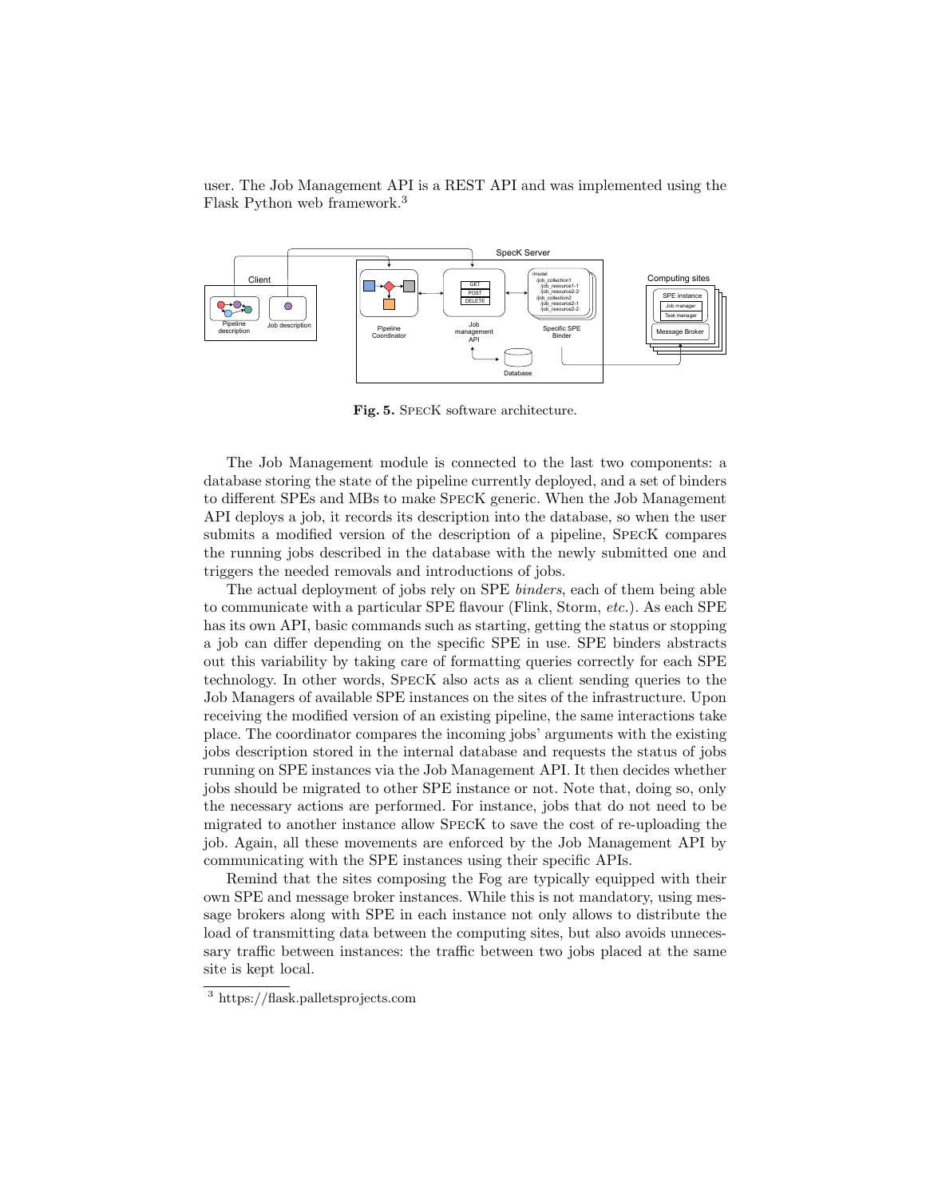user. The Job Management API is a REST API and was implemented using the Flask Python web framework.[3]

SpecK Server

Client

Pipeline description

Job description

Pipeline Coordinator

GET
POST
DELETE

Job management API

/model
/job_collection1
/job_resource1-1
/job_resource2-2
/job_collection2
/job_resource2-1
/job_resource2-2

Specific SPE Binder

Database

Computing sites

SPE instance

Job manager

Task manager

Message Broker

**Fig. 5.** SpecK software architecture.

The Job Management module is connected to the last two components: a database storing the state of the pipeline currently deployed, and a set of binders to different SPEs and MBs to make SpecK generic. When the Job Management API deploys a job, it records its description into the database, so when the user submits a modified version of the description of a pipeline, SpecK compares the running jobs described in the database with the newly submitted one and triggers the needed removals and introductions of jobs.

The actual deployment of jobs rely on SPE *binders*, each of them being able to communicate with a particular SPE flavour (Flink, Storm, *etc.*). As each SPE has its own API, basic commands such as starting, getting the status or stopping a job can differ depending on the specific SPE in use. SPE binders abstracts out this variability by taking care of formatting queries correctly for each SPE technology. In other words, SpecK also acts as a client sending queries to the Job Managers of available SPE instances on the sites of the infrastructure. Upon receiving the modified version of an existing pipeline, the same interactions take place. The coordinator compares the incoming jobs' arguments with the existing jobs description stored in the internal database and requests the status of jobs running on SPE instances via the Job Management API. It then decides whether jobs should be migrated to other SPE instance or not. Note that, doing so, only the necessary actions are performed. For instance, jobs that do not need to be migrated to another instance allow SpecK to save the cost of re-uploading the job. Again, all these movements are enforced by the Job Management API by communicating with the SPE instances using their specific APIs.

Remind that the sites composing the Fog are typically equipped with their own SPE and message broker instances. While this is not mandatory, using message brokers along with SPE in each instance not only allows to distribute the load of transmitting data between the computing sites, but also avoids unnecessary traffic between instances: the traffic between two jobs placed at the same site is kept local.

[3] https://flask.palletsprojects.com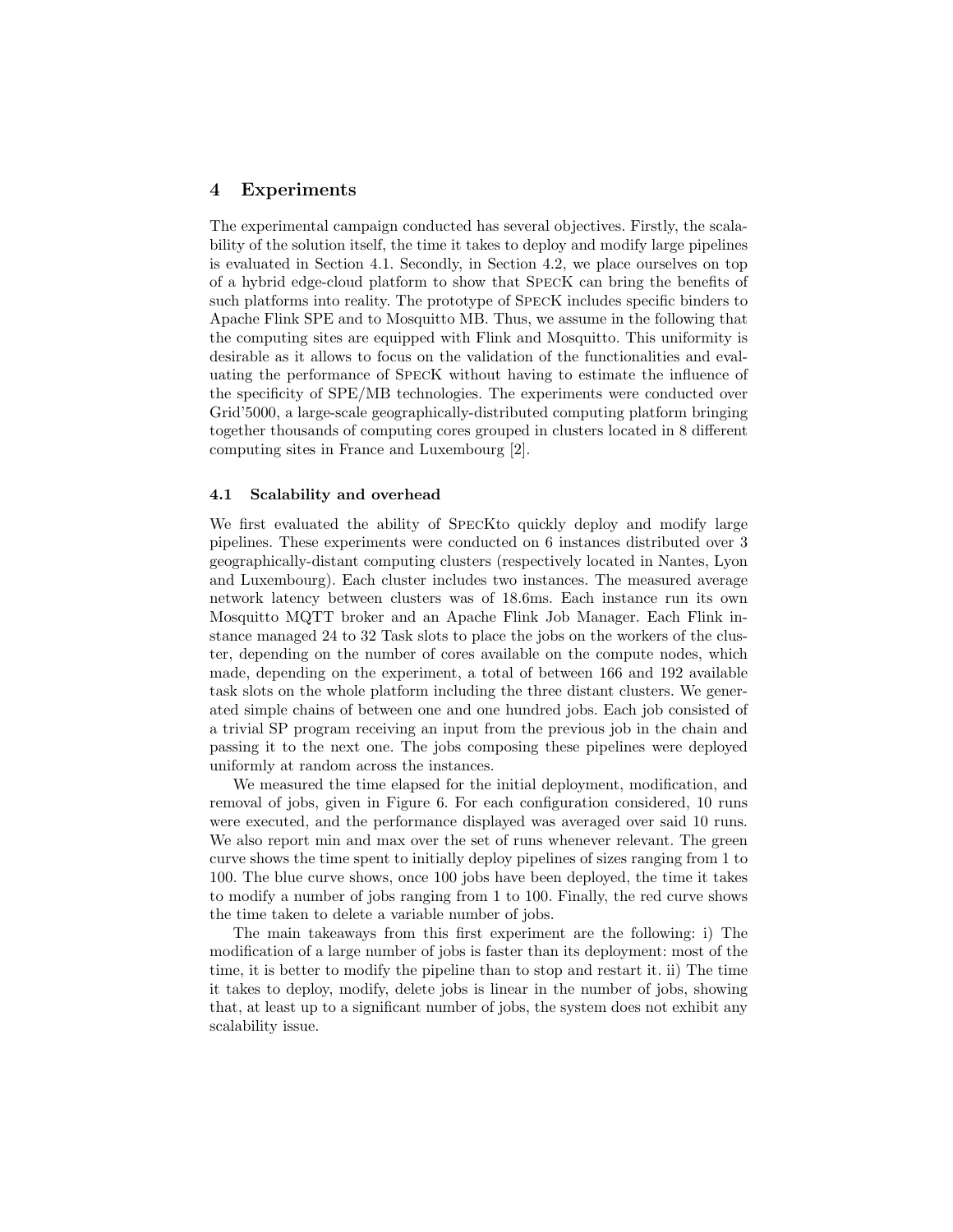## 4 Experiments

The experimental campaign conducted has several objectives. Firstly, the scalability of the solution itself, the time it takes to deploy and modify large pipelines is evaluated in Section 4.1. Secondly, in Section 4.2, we place ourselves on top of a hybrid edge-cloud platform to show that SpecK can bring the benefits of such platforms into reality. The prototype of SpecK includes specific binders to Apache Flink SPE and to Mosquitto MB. Thus, we assume in the following that the computing sites are equipped with Flink and Mosquitto. This uniformity is desirable as it allows to focus on the validation of the functionalities and evaluating the performance of SpecK without having to estimate the influence of the specificity of SPE/MB technologies. The experiments were conducted over Grid'5000, a large-scale geographically-distributed computing platform bringing together thousands of computing cores grouped in clusters located in 8 different computing sites in France and Luxembourg [2].

### 4.1 Scalability and overhead

We first evaluated the ability of SpecKto quickly deploy and modify large pipelines. These experiments were conducted on 6 instances distributed over 3 geographically-distant computing clusters (respectively located in Nantes, Lyon and Luxembourg). Each cluster includes two instances. The measured average network latency between clusters was of 18.6ms. Each instance run its own Mosquitto MQTT broker and an Apache Flink Job Manager. Each Flink instance managed 24 to 32 Task slots to place the jobs on the workers of the cluster, depending on the number of cores available on the compute nodes, which made, depending on the experiment, a total of between 166 and 192 available task slots on the whole platform including the three distant clusters. We generated simple chains of between one and one hundred jobs. Each job consisted of a trivial SP program receiving an input from the previous job in the chain and passing it to the next one. The jobs composing these pipelines were deployed uniformly at random across the instances.

We measured the time elapsed for the initial deployment, modification, and removal of jobs, given in Figure 6. For each configuration considered, 10 runs were executed, and the performance displayed was averaged over said 10 runs. We also report min and max over the set of runs whenever relevant. The green curve shows the time spent to initially deploy pipelines of sizes ranging from 1 to 100. The blue curve shows, once 100 jobs have been deployed, the time it takes to modify a number of jobs ranging from 1 to 100. Finally, the red curve shows the time taken to delete a variable number of jobs.

The main takeaways from this first experiment are the following: i) The modification of a large number of jobs is faster than its deployment: most of the time, it is better to modify the pipeline than to stop and restart it. ii) The time it takes to deploy, modify, delete jobs is linear in the number of jobs, showing that, at least up to a significant number of jobs, the system does not exhibit any scalability issue.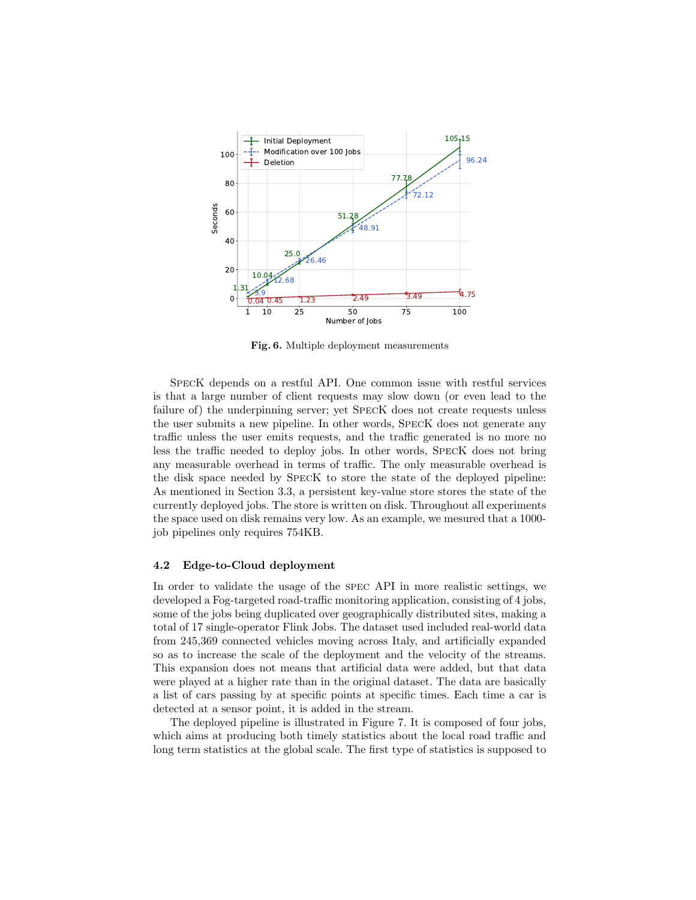**Fig. 6.** Multiple deployment measurements

SpecK depends on a restful API. One common issue with restful services is that a large number of client requests may slow down (or even lead to the failure of) the underpinning server; yet SpecK does not create requests unless the user submits a new pipeline. In other words, SpecK does not generate any traffic unless the user emits requests, and the traffic generated is no more no less the traffic needed to deploy jobs. In other words, SpecK does not bring any measurable overhead in terms of traffic. The only measurable overhead is the disk space needed by SpecK to store the state of the deployed pipeline: As mentioned in Section 3.3, a persistent key-value store stores the state of the currently deployed jobs. The store is written on disk. Throughout all experiments the space used on disk remains very low. As an example, we mesured that a 1000-job pipelines only requires 754KB.

## 4.2 Edge-to-Cloud deployment

In order to validate the usage of the spec API in more realistic settings, we developed a Fog-targeted road-traffic monitoring application, consisting of 4 jobs, some of the jobs being duplicated over geographically distributed sites, making a total of 17 single-operator Flink Jobs. The dataset used included real-world data from 245,369 connected vehicles moving across Italy, and artificially expanded so as to increase the scale of the deployment and the velocity of the streams. This expansion does not means that artificial data were added, but that data were played at a higher rate than in the original dataset. The data are basically a list of cars passing by at specific points at specific times. Each time a car is detected at a sensor point, it is added in the stream.

The deployed pipeline is illustrated in Figure 7. It is composed of four jobs, which aims at producing both timely statistics about the local road traffic and long term statistics at the global scale. The first type of statistics is supposed to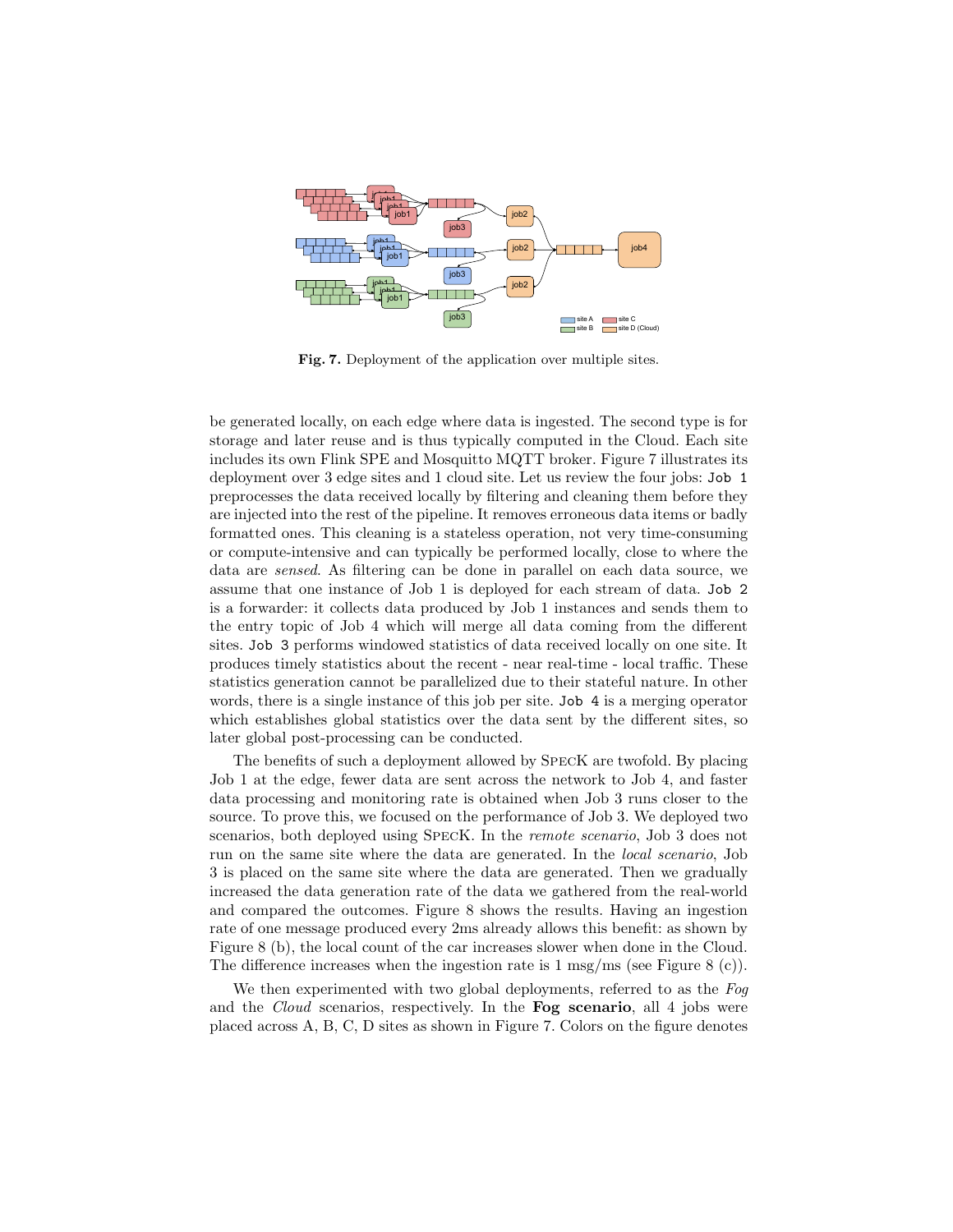**Fig. 7.** Deployment of the application over multiple sites.

be generated locally, on each edge where data is ingested. The second type is for storage and later reuse and is thus typically computed in the Cloud. Each site includes its own Flink SPE and Mosquitto MQTT broker. Figure 7 illustrates its deployment over 3 edge sites and 1 cloud site. Let us review the four jobs: `Job 1` preprocesses the data received locally by filtering and cleaning them before they are injected into the rest of the pipeline. It removes erroneous data items or badly formatted ones. This cleaning is a stateless operation, not very time-consuming or compute-intensive and can typically be performed locally, close to where the data are *sensed*. As filtering can be done in parallel on each data source, we assume that one instance of Job 1 is deployed for each stream of data. `Job 2` is a forwarder: it collects data produced by Job 1 instances and sends them to the entry topic of Job 4 which will merge all data coming from the different sites. `Job 3` performs windowed statistics of data received locally on one site. It produces timely statistics about the recent - near real-time - local traffic. These statistics generation cannot be parallelized due to their stateful nature. In other words, there is a single instance of this job per site. `Job 4` is a merging operator which establishes global statistics over the data sent by the different sites, so later global post-processing can be conducted.

The benefits of such a deployment allowed by SpecK are twofold. By placing Job 1 at the edge, fewer data are sent across the network to Job 4, and faster data processing and monitoring rate is obtained when Job 3 runs closer to the source. To prove this, we focused on the performance of Job 3. We deployed two scenarios, both deployed using SpecK. In the *remote scenario*, Job 3 does not run on the same site where the data are generated. In the *local scenario*, Job 3 is placed on the same site where the data are generated. Then we gradually increased the data generation rate of the data we gathered from the real-world and compared the outcomes. Figure 8 shows the results. Having an ingestion rate of one message produced every 2ms already allows this benefit: as shown by Figure 8 (b), the local count of the car increases slower when done in the Cloud. The difference increases when the ingestion rate is 1 msg/ms (see Figure 8 (c)).

We then experimented with two global deployments, referred to as the *Fog* and the *Cloud* scenarios, respectively. In the **Fog scenario**, all 4 jobs were placed across A, B, C, D sites as shown in Figure 7. Colors on the figure denotes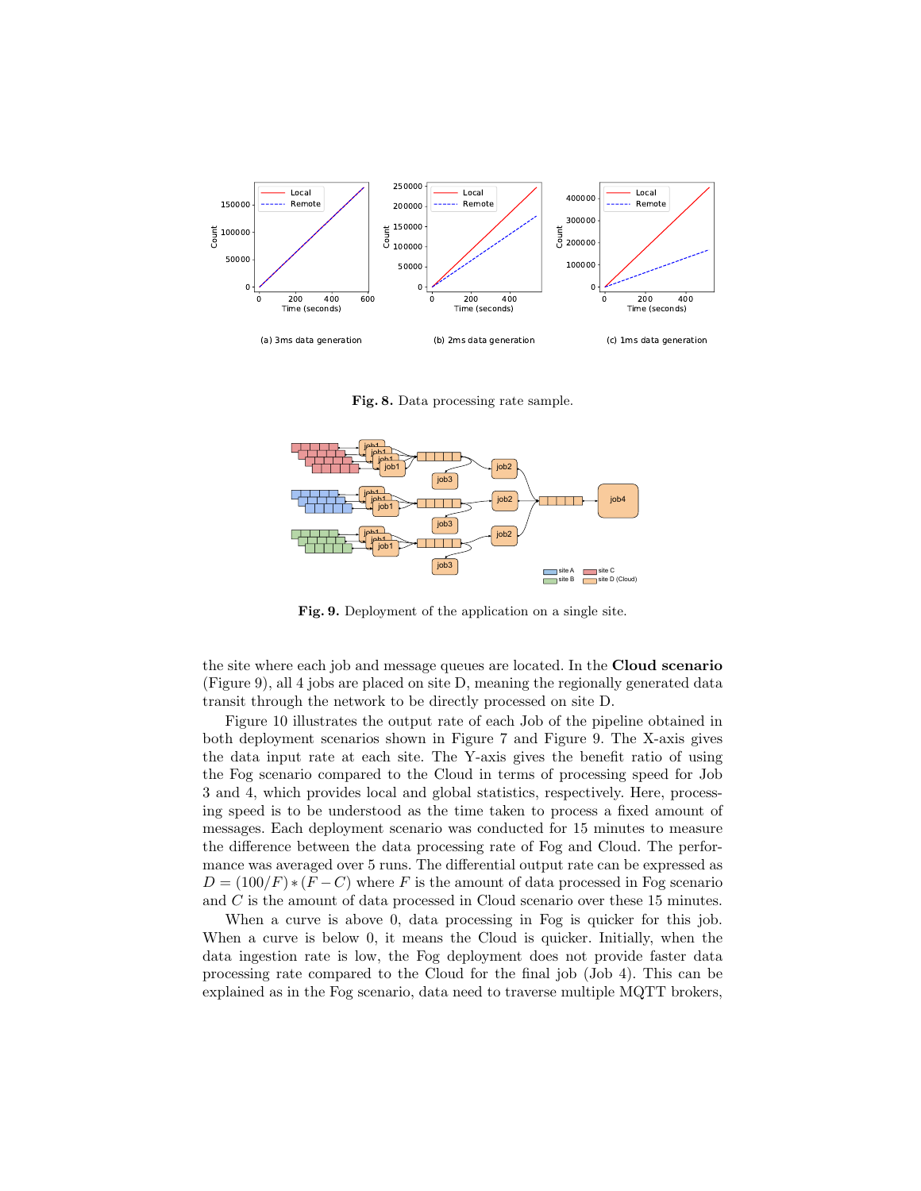Fig. 8. Data processing rate sample.

Fig. 9. Deployment of the application on a single site.

the site where each job and message queues are located. In the **Cloud scenario** (Figure 9), all 4 jobs are placed on site D, meaning the regionally generated data transit through the network to be directly processed on site D.

Figure 10 illustrates the output rate of each Job of the pipeline obtained in both deployment scenarios shown in Figure 7 and Figure 9. The X-axis gives the data input rate at each site. The Y-axis gives the benefit ratio of using the Fog scenario compared to the Cloud in terms of processing speed for Job 3 and 4, which provides local and global statistics, respectively. Here, processing speed is to be understood as the time taken to process a fixed amount of messages. Each deployment scenario was conducted for 15 minutes to measure the difference between the data processing rate of Fog and Cloud. The performance was averaged over 5 runs. The differential output rate can be expressed as $D = (100/F) * (F - C)$ where $F$ is the amount of data processed in Fog scenario and $C$ is the amount of data processed in Cloud scenario over these 15 minutes.

When a curve is above 0, data processing in Fog is quicker for this job. When a curve is below 0, it means the Cloud is quicker. Initially, when the data ingestion rate is low, the Fog deployment does not provide faster data processing rate compared to the Cloud for the final job (Job 4). This can be explained as in the Fog scenario, data need to traverse multiple MQTT brokers,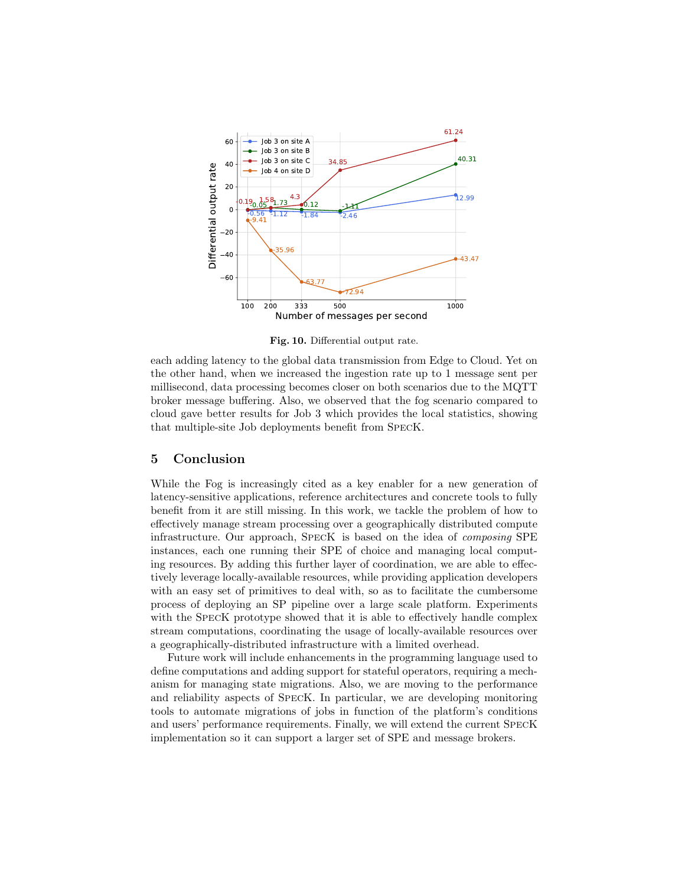**Fig. 10.** Differential output rate.

each adding latency to the global data transmission from Edge to Cloud. Yet on the other hand, when we increased the ingestion rate up to 1 message sent per millisecond, data processing becomes closer on both scenarios due to the MQTT broker message buffering. Also, we observed that the fog scenario compared to cloud gave better results for Job 3 which provides the local statistics, showing that multiple-site Job deployments benefit from SpecK.

## 5 Conclusion

While the Fog is increasingly cited as a key enabler for a new generation of latency-sensitive applications, reference architectures and concrete tools to fully benefit from it are still missing. In this work, we tackle the problem of how to effectively manage stream processing over a geographically distributed compute infrastructure. Our approach, SpecK is based on the idea of *composing* SPE instances, each one running their SPE of choice and managing local computing resources. By adding this further layer of coordination, we are able to effectively leverage locally-available resources, while providing application developers with an easy set of primitives to deal with, so as to facilitate the cumbersome process of deploying an SP pipeline over a large scale platform. Experiments with the SpecK prototype showed that it is able to effectively handle complex stream computations, coordinating the usage of locally-available resources over a geographically-distributed infrastructure with a limited overhead.

Future work will include enhancements in the programming language used to define computations and adding support for stateful operators, requiring a mechanism for managing state migrations. Also, we are moving to the performance and reliability aspects of SpecK. In particular, we are developing monitoring tools to automate migrations of jobs in function of the platform's conditions and users' performance requirements. Finally, we will extend the current SpecK implementation so it can support a larger set of SPE and message brokers.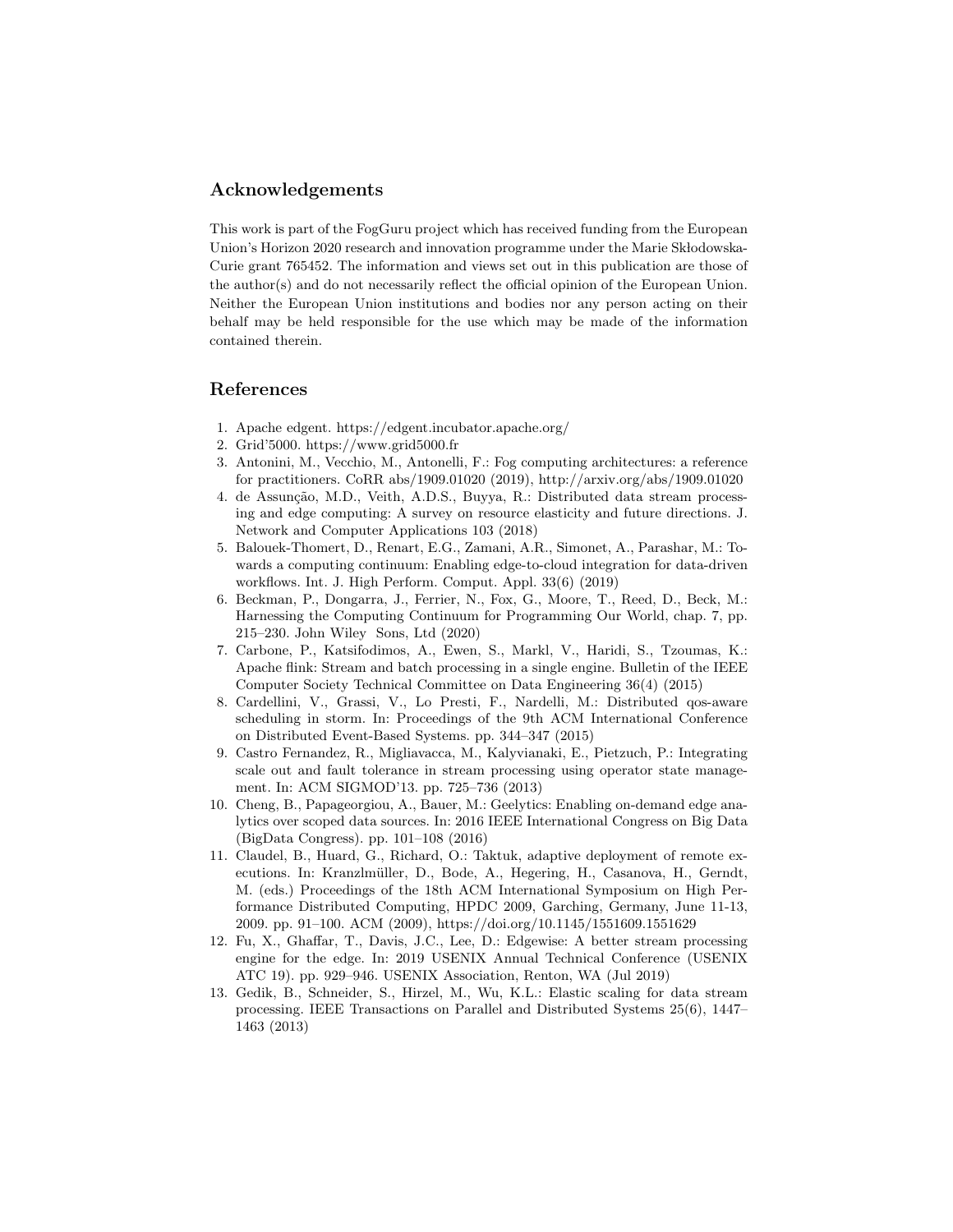## Acknowledgements

This work is part of the FogGuru project which has received funding from the European Union's Horizon 2020 research and innovation programme under the Marie Skłodowska-Curie grant 765452. The information and views set out in this publication are those of the author(s) and do not necessarily reflect the official opinion of the European Union. Neither the European Union institutions and bodies nor any person acting on their behalf may be held responsible for the use which may be made of the information contained therein.

## References

1. Apache edgent. https://edgent.incubator.apache.org/
2. Grid'5000. https://www.grid5000.fr
3. Antonini, M., Vecchio, M., Antonelli, F.: Fog computing architectures: a reference for practitioners. CoRR abs/1909.01020 (2019), http://arxiv.org/abs/1909.01020
4. de Assunção, M.D., Veith, A.D.S., Buyya, R.: Distributed data stream processing and edge computing: A survey on resource elasticity and future directions. J. Network and Computer Applications 103 (2018)
5. Balouek-Thomert, D., Renart, E.G., Zamani, A.R., Simonet, A., Parashar, M.: Towards a computing continuum: Enabling edge-to-cloud integration for data-driven workflows. Int. J. High Perform. Comput. Appl. 33(6) (2019)
6. Beckman, P., Dongarra, J., Ferrier, N., Fox, G., Moore, T., Reed, D., Beck, M.: Harnessing the Computing Continuum for Programming Our World, chap. 7, pp. 215–230. John Wiley Sons, Ltd (2020)
7. Carbone, P., Katsifodimos, A., Ewen, S., Markl, V., Haridi, S., Tzoumas, K.: Apache flink: Stream and batch processing in a single engine. Bulletin of the IEEE Computer Society Technical Committee on Data Engineering 36(4) (2015)
8. Cardellini, V., Grassi, V., Lo Presti, F., Nardelli, M.: Distributed qos-aware scheduling in storm. In: Proceedings of the 9th ACM International Conference on Distributed Event-Based Systems. pp. 344–347 (2015)
9. Castro Fernandez, R., Migliavacca, M., Kalyvianaki, E., Pietzuch, P.: Integrating scale out and fault tolerance in stream processing using operator state management. In: ACM SIGMOD'13. pp. 725–736 (2013)
10. Cheng, B., Papageorgiou, A., Bauer, M.: Geelytics: Enabling on-demand edge analytics over scoped data sources. In: 2016 IEEE International Congress on Big Data (BigData Congress). pp. 101–108 (2016)
11. Claudel, B., Huard, G., Richard, O.: Taktuk, adaptive deployment of remote executions. In: Kranzlmüller, D., Bode, A., Hegering, H., Casanova, H., Gerndt, M. (eds.) Proceedings of the 18th ACM International Symposium on High Performance Distributed Computing, HPDC 2009, Garching, Germany, June 11-13, 2009. pp. 91–100. ACM (2009), https://doi.org/10.1145/1551609.1551629
12. Fu, X., Ghaffar, T., Davis, J.C., Lee, D.: Edgewise: A better stream processing engine for the edge. In: 2019 USENIX Annual Technical Conference (USENIX ATC 19). pp. 929–946. USENIX Association, Renton, WA (Jul 2019)
13. Gedik, B., Schneider, S., Hirzel, M., Wu, K.L.: Elastic scaling for data stream processing. IEEE Transactions on Parallel and Distributed Systems 25(6), 1447–1463 (2013)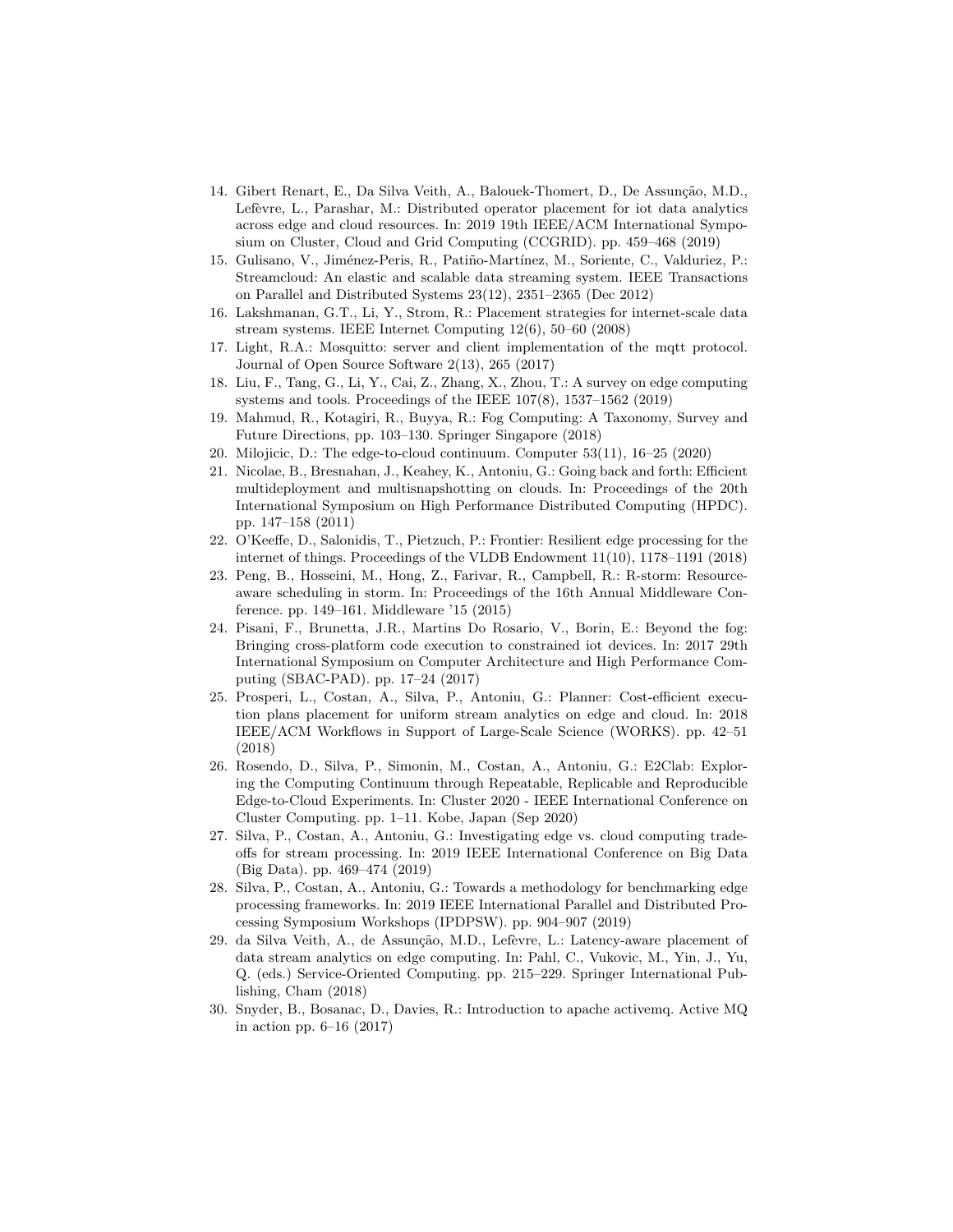14. Gibert Renart, E., Da Silva Veith, A., Balouek-Thomert, D., De Assunção, M.D., Lefèvre, L., Parashar, M.: Distributed operator placement for iot data analytics across edge and cloud resources. In: 2019 19th IEEE/ACM International Symposium on Cluster, Cloud and Grid Computing (CCGRID). pp. 459–468 (2019)
15. Gulisano, V., Jiménez-Peris, R., Patiño-Martínez, M., Soriente, C., Valduriez, P.: Streamcloud: An elastic and scalable data streaming system. IEEE Transactions on Parallel and Distributed Systems 23(12), 2351–2365 (Dec 2012)
16. Lakshmanan, G.T., Li, Y., Strom, R.: Placement strategies for internet-scale data stream systems. IEEE Internet Computing 12(6), 50–60 (2008)
17. Light, R.A.: Mosquitto: server and client implementation of the mqtt protocol. Journal of Open Source Software 2(13), 265 (2017)
18. Liu, F., Tang, G., Li, Y., Cai, Z., Zhang, X., Zhou, T.: A survey on edge computing systems and tools. Proceedings of the IEEE 107(8), 1537–1562 (2019)
19. Mahmud, R., Kotagiri, R., Buyya, R.: Fog Computing: A Taxonomy, Survey and Future Directions, pp. 103–130. Springer Singapore (2018)
20. Milojicic, D.: The edge-to-cloud continuum. Computer 53(11), 16–25 (2020)
21. Nicolae, B., Bresnahan, J., Keahey, K., Antoniu, G.: Going back and forth: Efficient multideployment and multisnapshotting on clouds. In: Proceedings of the 20th International Symposium on High Performance Distributed Computing (HPDC). pp. 147–158 (2011)
22. O'Keeffe, D., Salonidis, T., Pietzuch, P.: Frontier: Resilient edge processing for the internet of things. Proceedings of the VLDB Endowment 11(10), 1178–1191 (2018)
23. Peng, B., Hosseini, M., Hong, Z., Farivar, R., Campbell, R.: R-storm: Resource-aware scheduling in storm. In: Proceedings of the 16th Annual Middleware Conference. pp. 149–161. Middleware '15 (2015)
24. Pisani, F., Brunetta, J.R., Martins Do Rosario, V., Borin, E.: Beyond the fog: Bringing cross-platform code execution to constrained iot devices. In: 2017 29th International Symposium on Computer Architecture and High Performance Computing (SBAC-PAD). pp. 17–24 (2017)
25. Prosperi, L., Costan, A., Silva, P., Antoniu, G.: Planner: Cost-efficient execution plans placement for uniform stream analytics on edge and cloud. In: 2018 IEEE/ACM Workflows in Support of Large-Scale Science (WORKS). pp. 42–51 (2018)
26. Rosendo, D., Silva, P., Simonin, M., Costan, A., Antoniu, G.: E2Clab: Exploring the Computing Continuum through Repeatable, Replicable and Reproducible Edge-to-Cloud Experiments. In: Cluster 2020 - IEEE International Conference on Cluster Computing. pp. 1–11. Kobe, Japan (Sep 2020)
27. Silva, P., Costan, A., Antoniu, G.: Investigating edge vs. cloud computing trade-offs for stream processing. In: 2019 IEEE International Conference on Big Data (Big Data). pp. 469–474 (2019)
28. Silva, P., Costan, A., Antoniu, G.: Towards a methodology for benchmarking edge processing frameworks. In: 2019 IEEE International Parallel and Distributed Processing Symposium Workshops (IPDPSW). pp. 904–907 (2019)
29. da Silva Veith, A., de Assunção, M.D., Lefèvre, L.: Latency-aware placement of data stream analytics on edge computing. In: Pahl, C., Vukovic, M., Yin, J., Yu, Q. (eds.) Service-Oriented Computing. pp. 215–229. Springer International Publishing, Cham (2018)
30. Snyder, B., Bosanac, D., Davies, R.: Introduction to apache activemq. Active MQ in action pp. 6–16 (2017)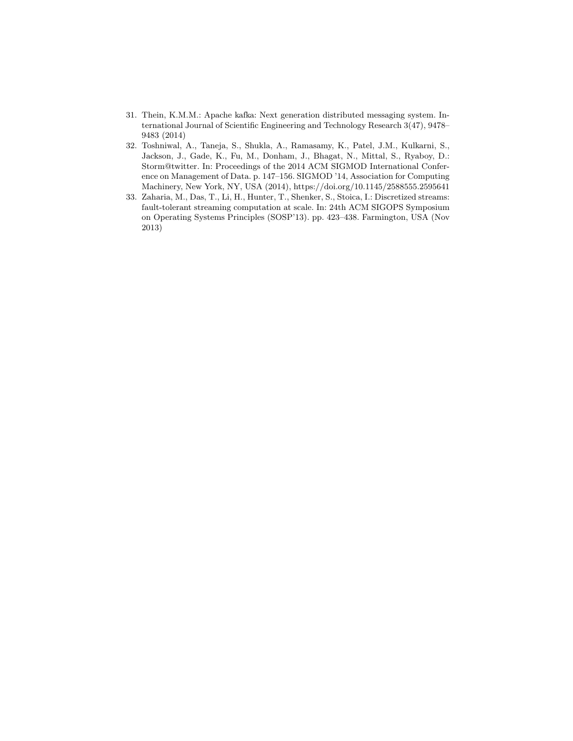31. Thein, K.M.M.: Apache kafka: Next generation distributed messaging system. International Journal of Scientific Engineering and Technology Research 3(47), 9478–9483 (2014)
32. Toshniwal, A., Taneja, S., Shukla, A., Ramasamy, K., Patel, J.M., Kulkarni, S., Jackson, J., Gade, K., Fu, M., Donham, J., Bhagat, N., Mittal, S., Ryaboy, D.: Storm@twitter. In: Proceedings of the 2014 ACM SIGMOD International Conference on Management of Data. p. 147–156. SIGMOD '14, Association for Computing Machinery, New York, NY, USA (2014), https://doi.org/10.1145/2588555.2595641
33. Zaharia, M., Das, T., Li, H., Hunter, T., Shenker, S., Stoica, I.: Discretized streams: fault-tolerant streaming computation at scale. In: 24th ACM SIGOPS Symposium on Operating Systems Principles (SOSP'13). pp. 423–438. Farmington, USA (Nov 2013)